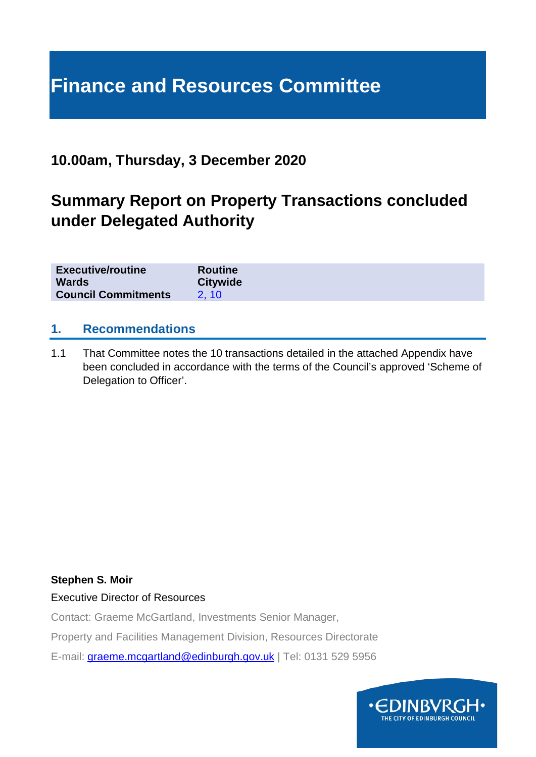# Finance and Resources Committee

**10.00am, Thursday, 3 December 2020**

## Summary Report on Property Transactions concluded under Delegated Authority

| | |
|---|---|
| **Executive/routine** | **Routine** |
| **Wards** | **Citywide** |
| **Council Commitments** | 2, 10 |

### 1. Recommendations

1.1 That Committee notes the 10 transactions detailed in the attached Appendix have been concluded in accordance with the terms of the Council's approved 'Scheme of Delegation to Officer'.

**Stephen S. Moir**

Executive Director of Resources

Contact: Graeme McGartland, Investments Senior Manager,

Property and Facilities Management Division, Resources Directorate

E-mail: graeme.mcgartland@edinburgh.gov.uk | Tel: 0131 529 5956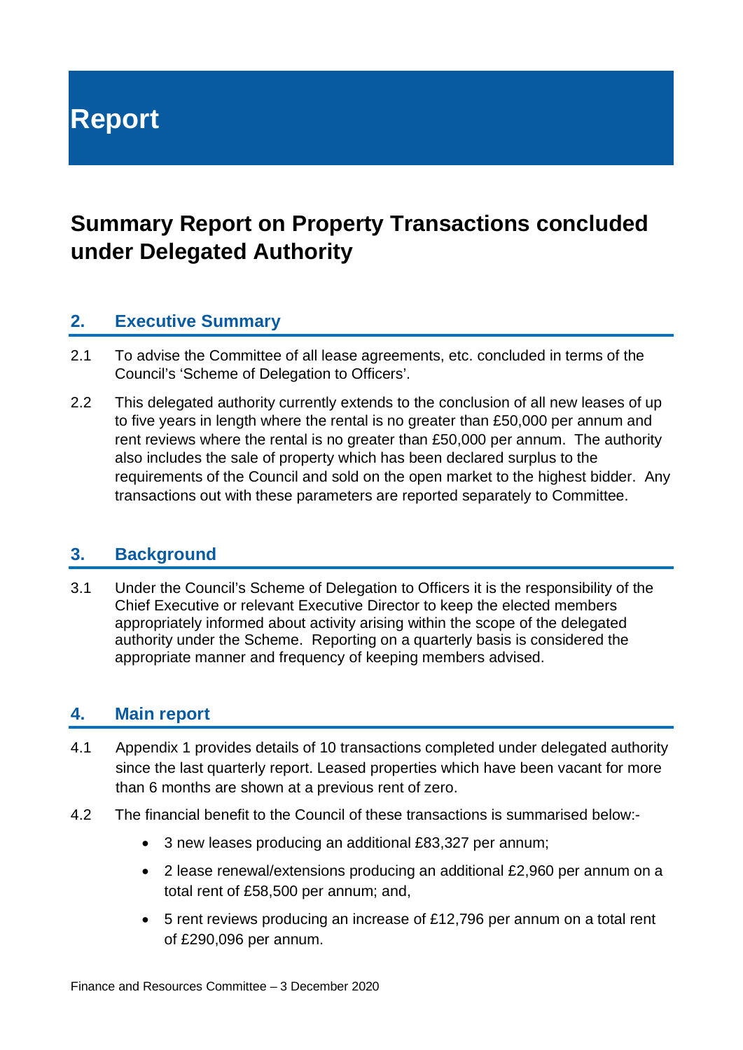# Report

## Summary Report on Property Transactions concluded under Delegated Authority

### 2. Executive Summary

2.1 To advise the Committee of all lease agreements, etc. concluded in terms of the Council's 'Scheme of Delegation to Officers'.

2.2 This delegated authority currently extends to the conclusion of all new leases of up to five years in length where the rental is no greater than £50,000 per annum and rent reviews where the rental is no greater than £50,000 per annum. The authority also includes the sale of property which has been declared surplus to the requirements of the Council and sold on the open market to the highest bidder. Any transactions out with these parameters are reported separately to Committee.

### 3. Background

3.1 Under the Council's Scheme of Delegation to Officers it is the responsibility of the Chief Executive or relevant Executive Director to keep the elected members appropriately informed about activity arising within the scope of the delegated authority under the Scheme. Reporting on a quarterly basis is considered the appropriate manner and frequency of keeping members advised.

### 4. Main report

4.1 Appendix 1 provides details of 10 transactions completed under delegated authority since the last quarterly report. Leased properties which have been vacant for more than 6 months are shown at a previous rent of zero.

4.2 The financial benefit to the Council of these transactions is summarised below:-

- 3 new leases producing an additional £83,327 per annum;
- 2 lease renewal/extensions producing an additional £2,960 per annum on a total rent of £58,500 per annum; and,
- 5 rent reviews producing an increase of £12,796 per annum on a total rent of £290,096 per annum.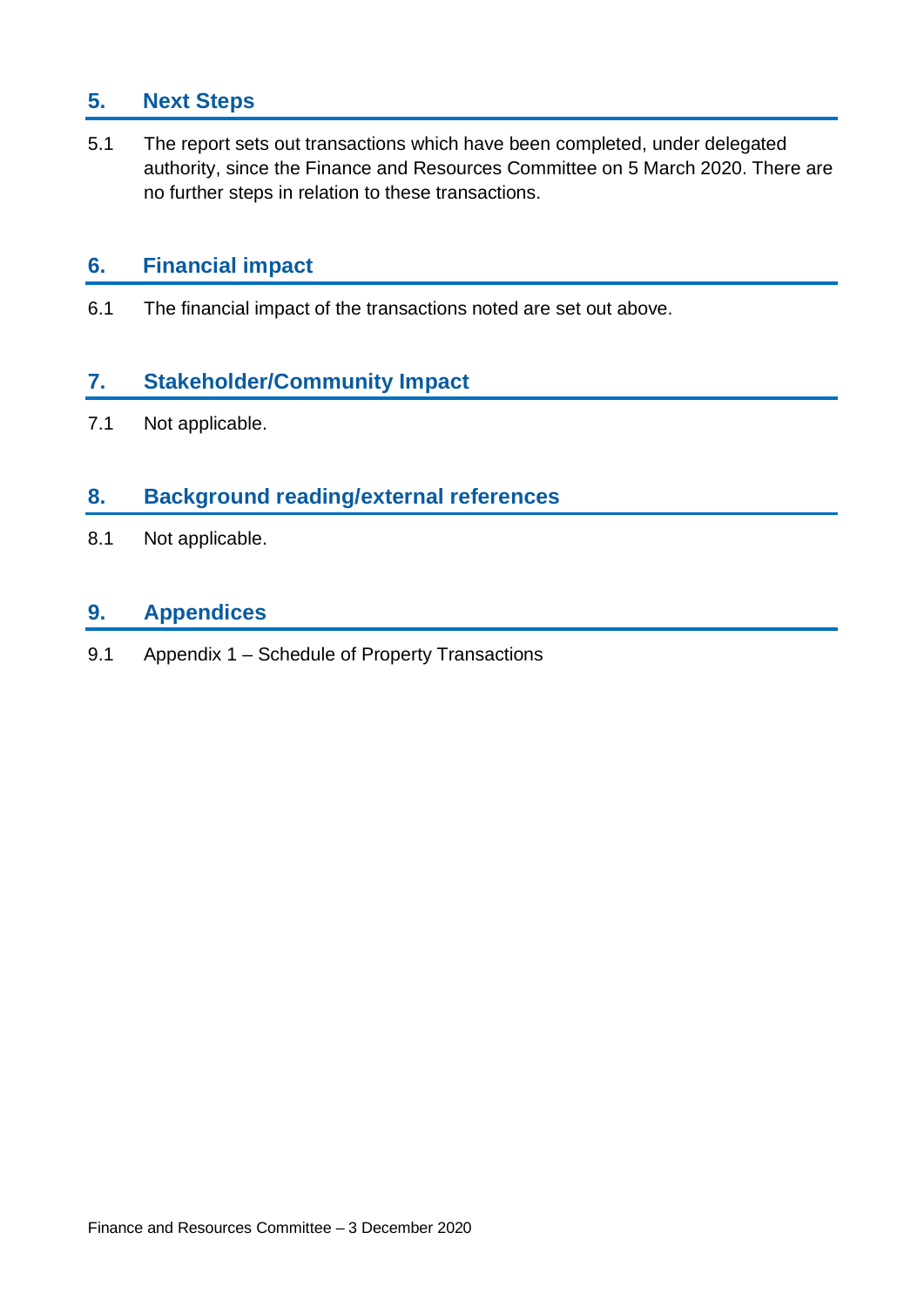## 5. Next Steps

5.1 The report sets out transactions which have been completed, under delegated authority, since the Finance and Resources Committee on 5 March 2020. There are no further steps in relation to these transactions.

## 6. Financial impact

6.1 The financial impact of the transactions noted are set out above.

## 7. Stakeholder/Community Impact

7.1 Not applicable.

## 8. Background reading/external references

8.1 Not applicable.

## 9. Appendices

9.1 Appendix 1 – Schedule of Property Transactions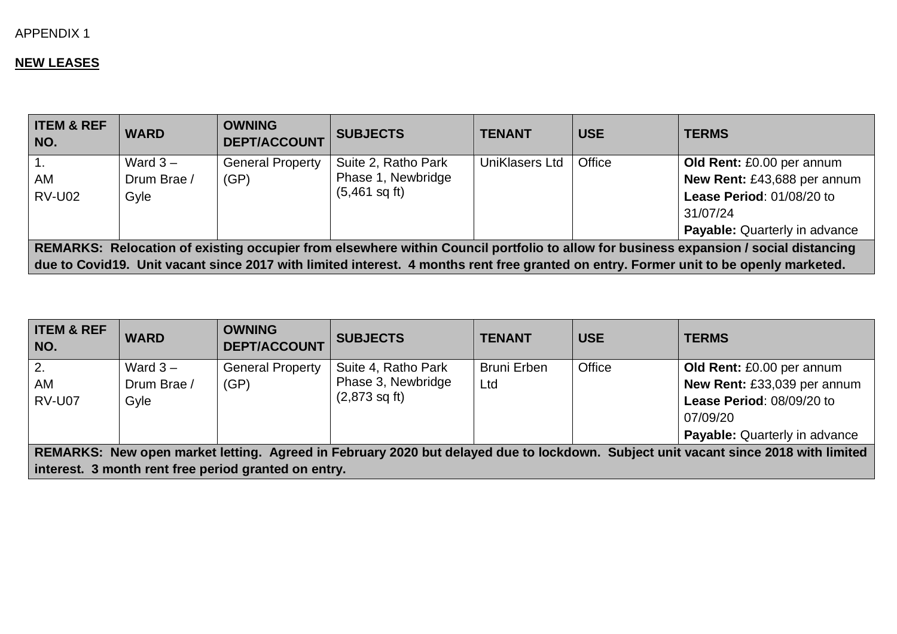APPENDIX 1

**NEW LEASES**

| ITEM & REF NO. | WARD | OWNING DEPT/ACCOUNT | SUBJECTS | TENANT | USE | TERMS |
|---|---|---|---|---|---|---|
| 1.<br>AM<br>RV-U02 | Ward 3 – Drum Brae / Gyle | General Property (GP) | Suite 2, Ratho Park Phase 1, Newbridge (5,461 sq ft) | UniKlasers Ltd | Office | **Old Rent:** £0.00 per annum<br>**New Rent:** £43,688 per annum<br>**Lease Period**: 01/08/20 to 31/07/24<br>**Payable:** Quarterly in advance |
| **REMARKS: Relocation of existing occupier from elsewhere within Council portfolio to allow for business expansion / social distancing due to Covid19. Unit vacant since 2017 with limited interest. 4 months rent free granted on entry. Former unit to be openly marketed.** | | | | | | |

| ITEM & REF NO. | WARD | OWNING DEPT/ACCOUNT | SUBJECTS | TENANT | USE | TERMS |
|---|---|---|---|---|---|---|
| 2.<br>AM<br>RV-U07 | Ward 3 – Drum Brae / Gyle | General Property (GP) | Suite 4, Ratho Park Phase 3, Newbridge (2,873 sq ft) | Bruni Erben Ltd | Office | **Old Rent:** £0.00 per annum<br>**New Rent:** £33,039 per annum<br>**Lease Period**: 08/09/20 to 07/09/20<br>**Payable:** Quarterly in advance |
| **REMARKS: New open market letting. Agreed in February 2020 but delayed due to lockdown. Subject unit vacant since 2018 with limited interest. 3 month rent free period granted on entry.** | | | | | | |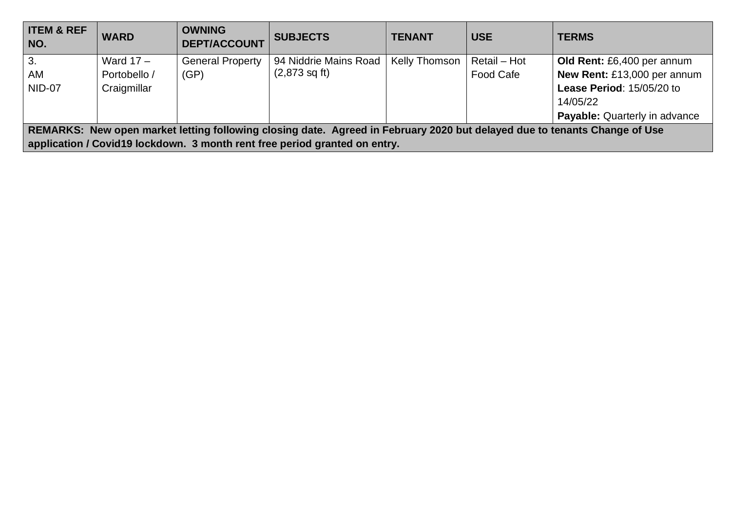| ITEM & REF NO. | WARD | OWNING DEPT/ACCOUNT | SUBJECTS | TENANT | USE | TERMS |
|---|---|---|---|---|---|---|
| 3.<br>AM<br>NID-07 | Ward 17 – Portobello / Craigmillar | General Property (GP) | 94 Niddrie Mains Road (2,873 sq ft) | Kelly Thomson | Retail – Hot Food Cafe | **Old Rent:** £6,400 per annum<br>**New Rent:** £13,000 per annum<br>**Lease Period**: 15/05/20 to 14/05/22<br>**Payable:** Quarterly in advance |
| **REMARKS: New open market letting following closing date. Agreed in February 2020 but delayed due to tenants Change of Use application / Covid19 lockdown. 3 month rent free period granted on entry.** | | | | | | |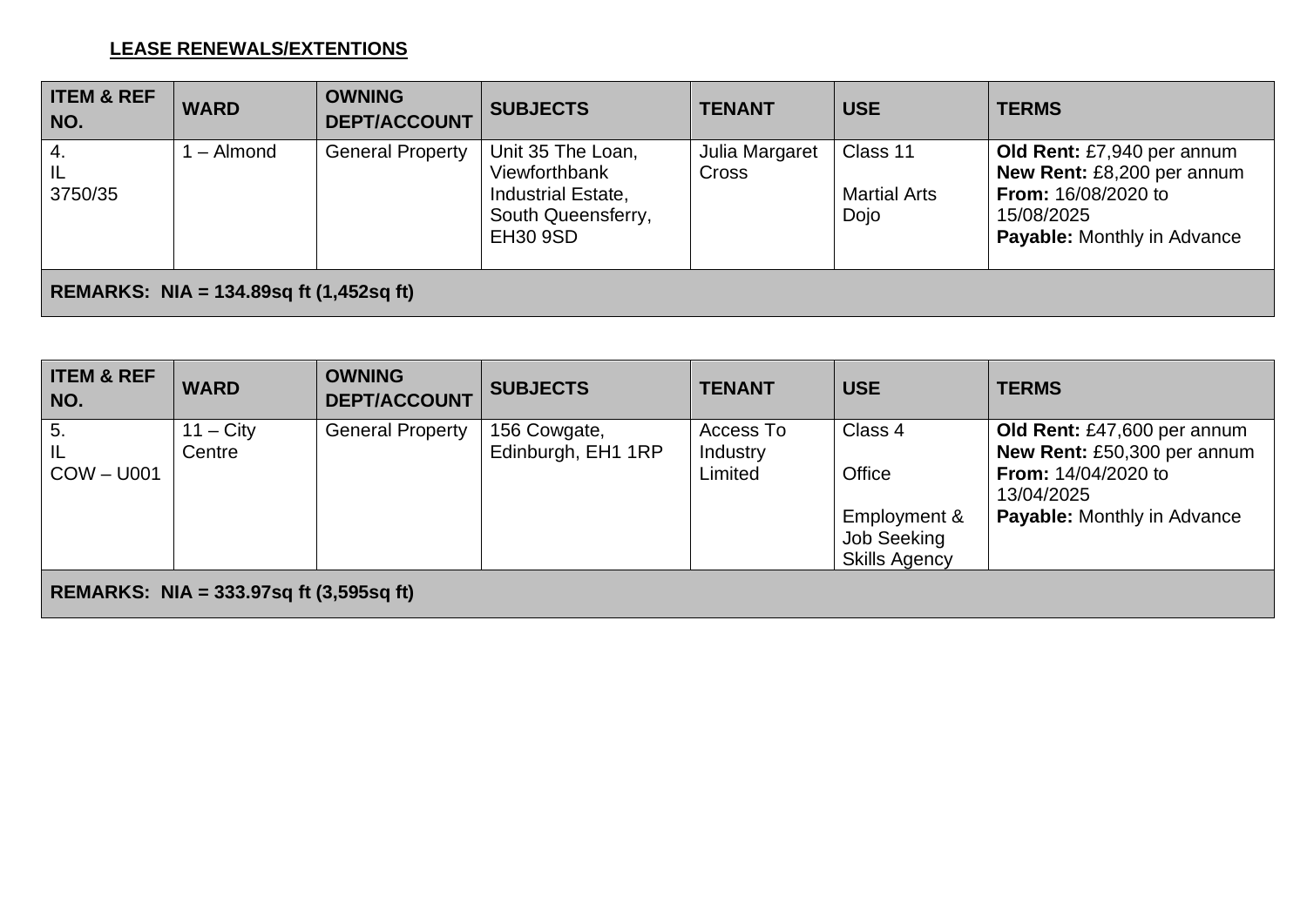**LEASE RENEWALS/EXTENTIONS**

| ITEM & REF NO. | WARD | OWNING DEPT/ACCOUNT | SUBJECTS | TENANT | USE | TERMS |
|---|---|---|---|---|---|---|
| 4.<br>IL<br>3750/35 | 1 – Almond | General Property | Unit 35 The Loan, Viewforthbank Industrial Estate, South Queensferry, EH30 9SD | Julia Margaret Cross | Class 11<br><br>Martial Arts Dojo | **Old Rent:** £7,940 per annum<br>**New Rent:** £8,200 per annum<br>**From:** 16/08/2020 to 15/08/2025<br>**Payable:** Monthly in Advance |
| **REMARKS: NIA = 134.89sq ft (1,452sq ft)** | | | | | | |

| ITEM & REF NO. | WARD | OWNING DEPT/ACCOUNT | SUBJECTS | TENANT | USE | TERMS |
|---|---|---|---|---|---|---|
| 5.<br>IL<br>COW – U001 | 11 – City Centre | General Property | 156 Cowgate, Edinburgh, EH1 1RP | Access To Industry Limited | Class 4<br><br>Office<br><br>Employment & Job Seeking Skills Agency | **Old Rent:** £47,600 per annum<br>**New Rent:** £50,300 per annum<br>**From:** 14/04/2020 to 13/04/2025<br>**Payable:** Monthly in Advance |
| **REMARKS: NIA = 333.97sq ft (3,595sq ft)** | | | | | | |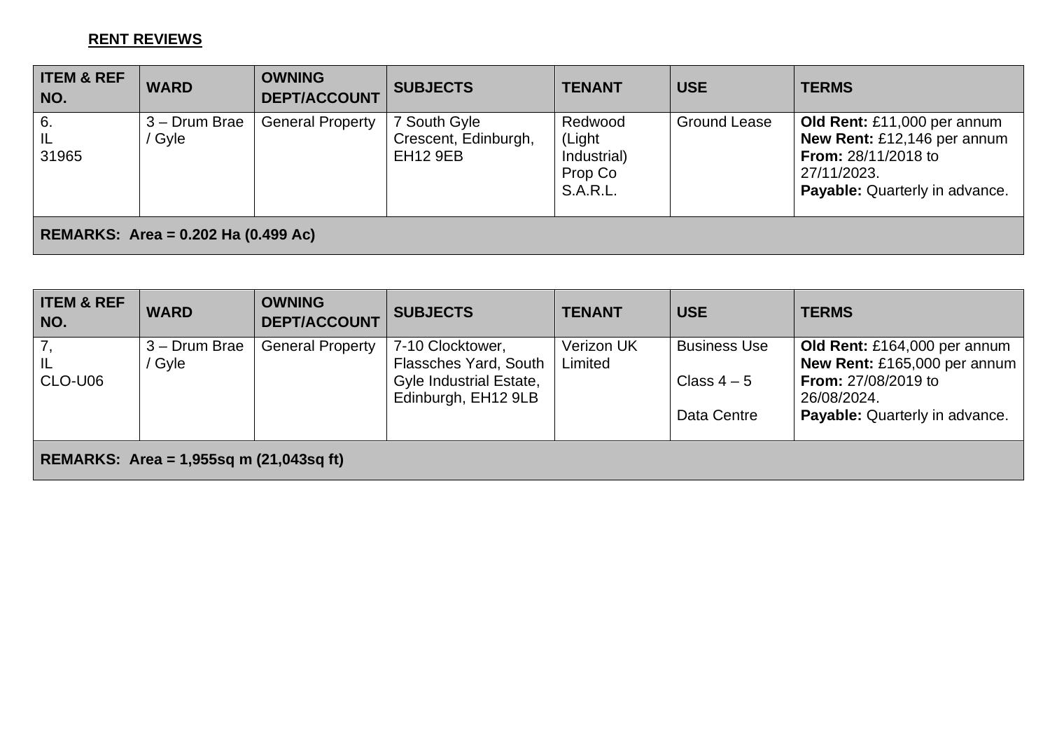**RENT REVIEWS**

| ITEM & REF NO. | WARD | OWNING DEPT/ACCOUNT | SUBJECTS | TENANT | USE | TERMS |
|---|---|---|---|---|---|---|
| 6. IL 31965 | 3 – Drum Brae / Gyle | General Property | 7 South Gyle Crescent, Edinburgh, EH12 9EB | Redwood (Light Industrial) Prop Co S.A.R.L. | Ground Lease | **Old Rent:** £11,000 per annum **New Rent:** £12,146 per annum **From:** 28/11/2018 to 27/11/2023. **Payable:** Quarterly in advance. |
| **REMARKS: Area = 0.202 Ha (0.499 Ac)** | | | | | | |

| ITEM & REF NO. | WARD | OWNING DEPT/ACCOUNT | SUBJECTS | TENANT | USE | TERMS |
|---|---|---|---|---|---|---|
| 7, IL CLO-U06 | 3 – Drum Brae / Gyle | General Property | 7-10 Clocktower, Flassches Yard, South Gyle Industrial Estate, Edinburgh, EH12 9LB | Verizon UK Limited | Business Use Class 4 – 5 Data Centre | **Old Rent:** £164,000 per annum **New Rent:** £165,000 per annum **From:** 27/08/2019 to 26/08/2024. **Payable:** Quarterly in advance. |
| **REMARKS: Area = 1,955sq m (21,043sq ft)** | | | | | | |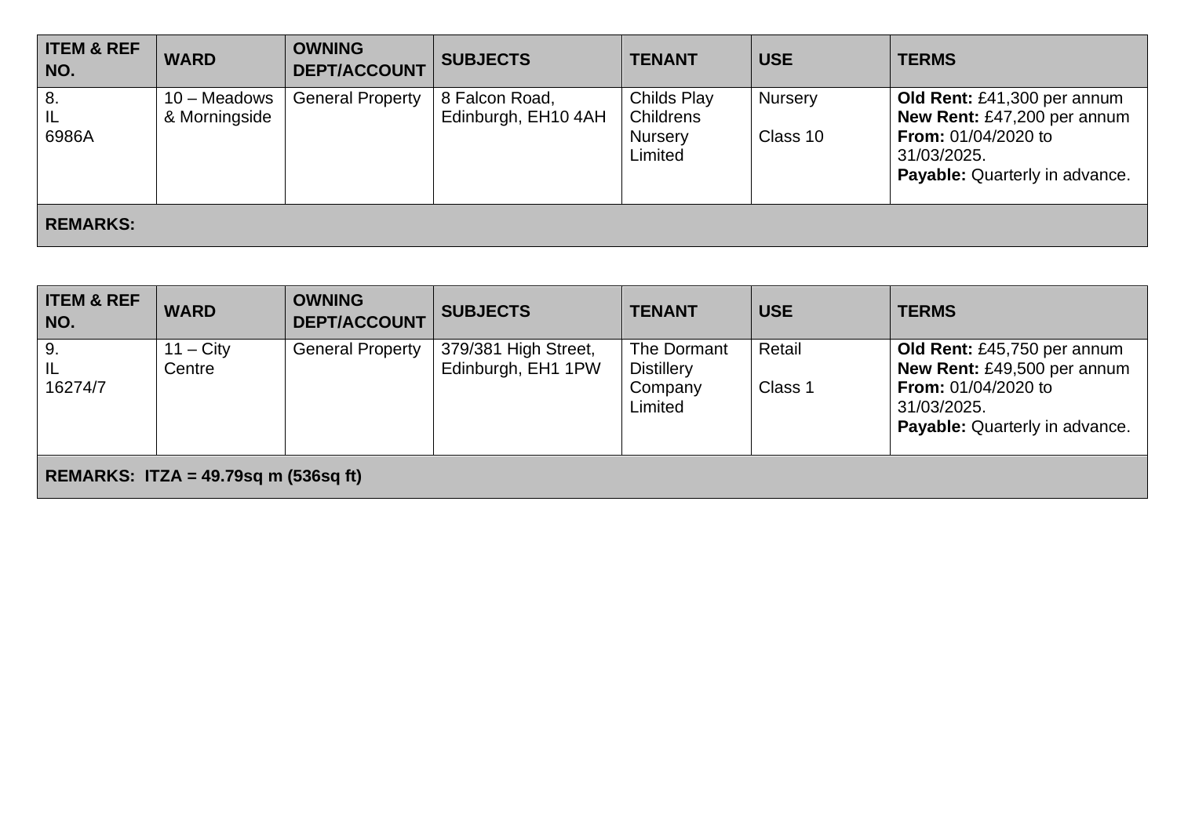| ITEM & REF NO. | WARD | OWNING DEPT/ACCOUNT | SUBJECTS | TENANT | USE | TERMS |
|---|---|---|---|---|---|---|
| 8.<br>IL<br>6986A | 10 – Meadows & Morningside | General Property | 8 Falcon Road, Edinburgh, EH10 4AH | Childs Play Childrens Nursery Limited | Nursery<br><br>Class 10 | **Old Rent:** £41,300 per annum<br>**New Rent:** £47,200 per annum<br>**From:** 01/04/2020 to 31/03/2025.<br>**Payable:** Quarterly in advance. |
| **REMARKS:** | | | | | | |

| ITEM & REF NO. | WARD | OWNING DEPT/ACCOUNT | SUBJECTS | TENANT | USE | TERMS |
|---|---|---|---|---|---|---|
| 9.<br>IL<br>16274/7 | 11 – City Centre | General Property | 379/381 High Street, Edinburgh, EH1 1PW | The Dormant Distillery Company Limited | Retail<br><br>Class 1 | **Old Rent:** £45,750 per annum<br>**New Rent:** £49,500 per annum<br>**From:** 01/04/2020 to 31/03/2025.<br>**Payable:** Quarterly in advance. |
| **REMARKS: ITZA = 49.79sq m (536sq ft)** | | | | | | |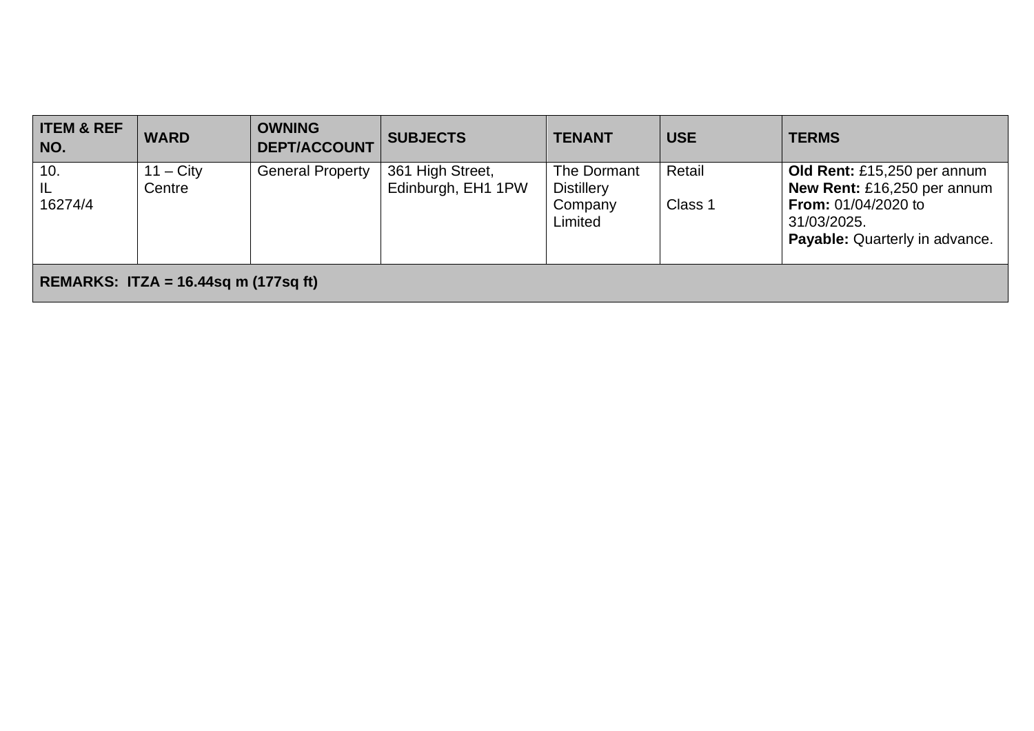| ITEM & REF NO. | WARD | OWNING DEPT/ACCOUNT | SUBJECTS | TENANT | USE | TERMS |
|---|---|---|---|---|---|---|
| 10. IL 16274/4 | 11 – City Centre | General Property | 361 High Street, Edinburgh, EH1 1PW | The Dormant Distillery Company Limited | Retail Class 1 | **Old Rent:** £15,250 per annum **New Rent:** £16,250 per annum **From:** 01/04/2020 to 31/03/2025. **Payable:** Quarterly in advance. |
| **REMARKS: ITZA = 16.44sq m (177sq ft)** | | | | | | |